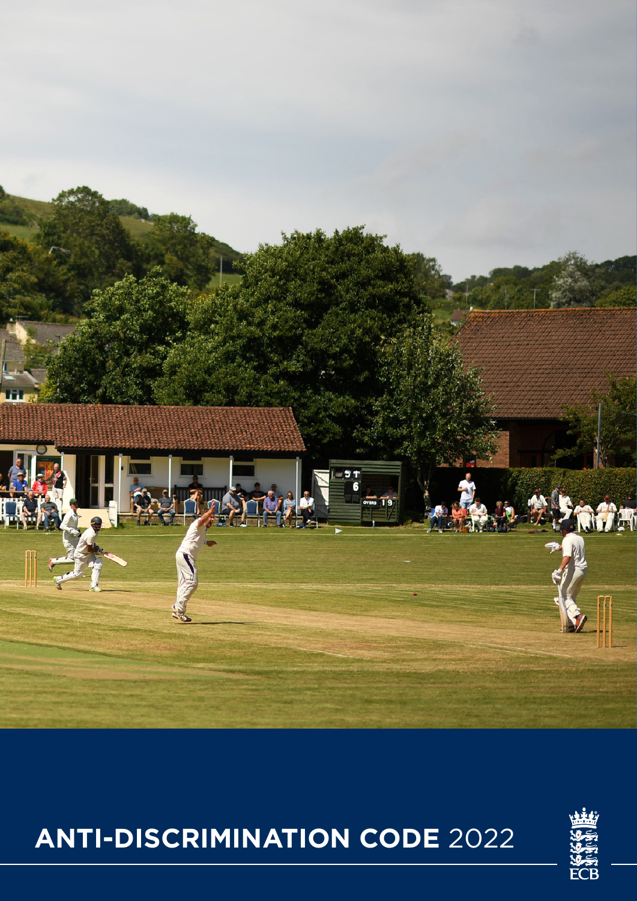# ANTI-DISCRIMINATION CODE 2022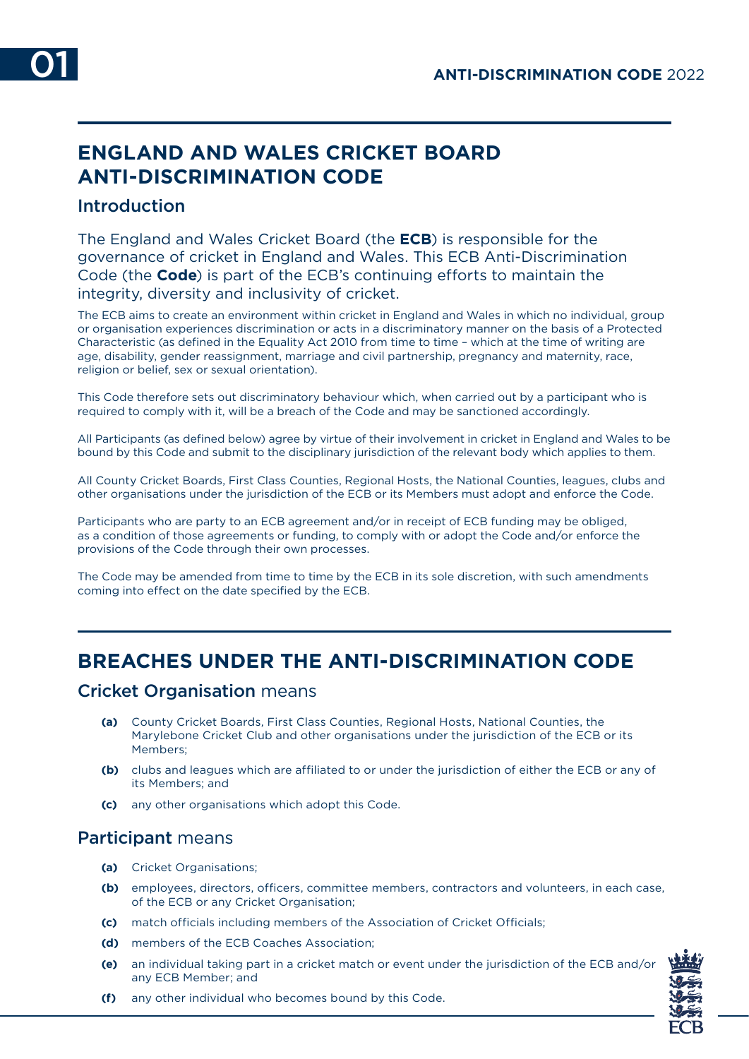# ENGLAND AND WALES CRICKET BOARD ANTI-DISCRIMINATION CODE

## Introduction

The England and Wales Cricket Board (the **ECB**) is responsible for the governance of cricket in England and Wales. This ECB Anti-Discrimination Code (the **Code**) is part of the ECB's continuing efforts to maintain the integrity, diversity and inclusivity of cricket.

The ECB aims to create an environment within cricket in England and Wales in which no individual, group or organisation experiences discrimination or acts in a discriminatory manner on the basis of a Protected Characteristic (as defined in the Equality Act 2010 from time to time – which at the time of writing are age, disability, gender reassignment, marriage and civil partnership, pregnancy and maternity, race, religion or belief, sex or sexual orientation).

This Code therefore sets out discriminatory behaviour which, when carried out by a participant who is required to comply with it, will be a breach of the Code and may be sanctioned accordingly.

All Participants (as defined below) agree by virtue of their involvement in cricket in England and Wales to be bound by this Code and submit to the disciplinary jurisdiction of the relevant body which applies to them.

All County Cricket Boards, First Class Counties, Regional Hosts, the National Counties, leagues, clubs and other organisations under the jurisdiction of the ECB or its Members must adopt and enforce the Code.

Participants who are party to an ECB agreement and/or in receipt of ECB funding may be obliged, as a condition of those agreements or funding, to comply with or adopt the Code and/or enforce the provisions of the Code through their own processes.

The Code may be amended from time to time by the ECB in its sole discretion, with such amendments coming into effect on the date specified by the ECB.

# BREACHES UNDER THE ANTI-DISCRIMINATION CODE

## Cricket Organisation means

- **(a)** County Cricket Boards, First Class Counties, Regional Hosts, National Counties, the Marylebone Cricket Club and other organisations under the jurisdiction of the ECB or its Members;
- **(b)** clubs and leagues which are affiliated to or under the jurisdiction of either the ECB or any of its Members; and
- **(c)** any other organisations which adopt this Code.

## Participant means

- **(a)** Cricket Organisations;
- **(b)** employees, directors, officers, committee members, contractors and volunteers, in each case, of the ECB or any Cricket Organisation;
- **(c)** match officials including members of the Association of Cricket Officials;
- **(d)** members of the ECB Coaches Association;
- **(e)** an individual taking part in a cricket match or event under the jurisdiction of the ECB and/or any ECB Member; and
- **(f)** any other individual who becomes bound by this Code.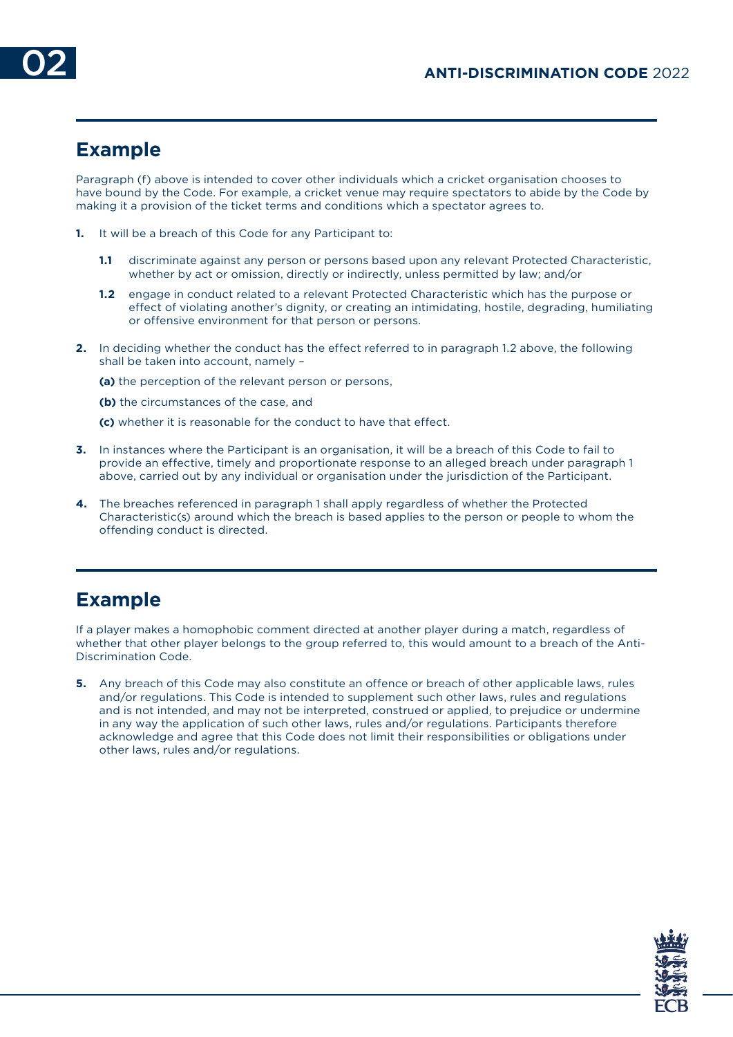## Example

Paragraph (f) above is intended to cover other individuals which a cricket organisation chooses to have bound by the Code. For example, a cricket venue may require spectators to abide by the Code by making it a provision of the ticket terms and conditions which a spectator agrees to.

**1.** It will be a breach of this Code for any Participant to:

**1.1** discriminate against any person or persons based upon any relevant Protected Characteristic, whether by act or omission, directly or indirectly, unless permitted by law; and/or

**1.2** engage in conduct related to a relevant Protected Characteristic which has the purpose or effect of violating another's dignity, or creating an intimidating, hostile, degrading, humiliating or offensive environment for that person or persons.

**2.** In deciding whether the conduct has the effect referred to in paragraph 1.2 above, the following shall be taken into account, namely –

**(a)** the perception of the relevant person or persons,

**(b)** the circumstances of the case, and

**(c)** whether it is reasonable for the conduct to have that effect.

**3.** In instances where the Participant is an organisation, it will be a breach of this Code to fail to provide an effective, timely and proportionate response to an alleged breach under paragraph 1 above, carried out by any individual or organisation under the jurisdiction of the Participant.

**4.** The breaches referenced in paragraph 1 shall apply regardless of whether the Protected Characteristic(s) around which the breach is based applies to the person or people to whom the offending conduct is directed.

## Example

If a player makes a homophobic comment directed at another player during a match, regardless of whether that other player belongs to the group referred to, this would amount to a breach of the Anti-Discrimination Code.

**5.** Any breach of this Code may also constitute an offence or breach of other applicable laws, rules and/or regulations. This Code is intended to supplement such other laws, rules and regulations and is not intended, and may not be interpreted, construed or applied, to prejudice or undermine in any way the application of such other laws, rules and/or regulations. Participants therefore acknowledge and agree that this Code does not limit their responsibilities or obligations under other laws, rules and/or regulations.